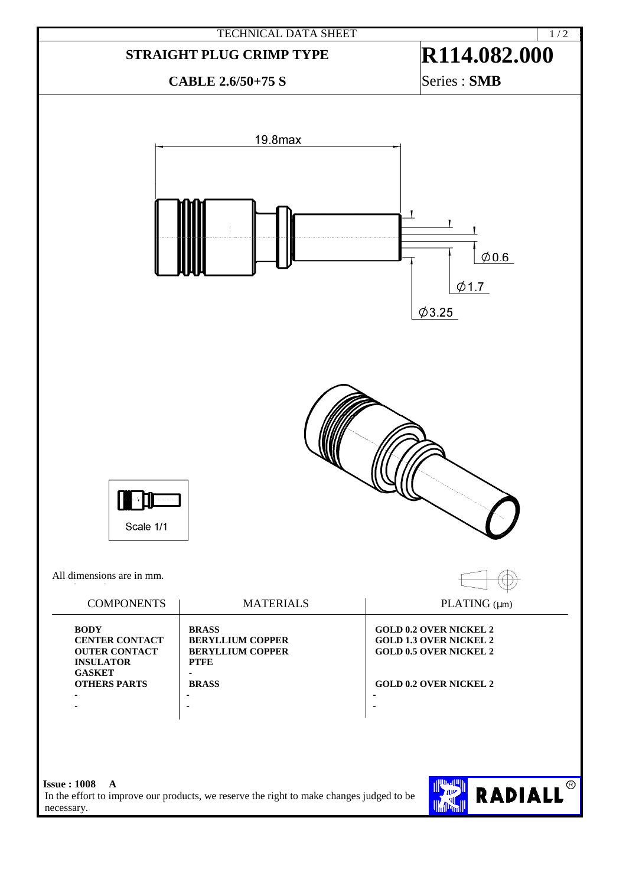TECHNICAL DATA SHEET

# STRAIGHT PLUG CRIMP TYPE

## R114.082.000

**CABLE 2.6/50+75 S**

Series : **SMB**

19.8max

Ø0.6

Ø1.7

Ø3.25

Scale 1/1

All dimensions are in mm.

| COMPONENTS | MATERIALS | PLATING (µm) |
|---|---|---|
| **BODY** | **BRASS** | **GOLD 0.2 OVER NICKEL 2** |
| **CENTER CONTACT** | **BERYLLIUM COPPER** | **GOLD 1.3 OVER NICKEL 2** |
| **OUTER CONTACT** | **BERYLLIUM COPPER** | **GOLD 0.5 OVER NICKEL 2** |
| **INSULATOR** | **PTFE** | |
| **GASKET** | - | |
| **OTHERS PARTS** | **BRASS** | **GOLD 0.2 OVER NICKEL 2** |
| - | - | - |
| - | - | - |

**Issue : 1008 A**

In the effort to improve our products, we reserve the right to make changes judged to be necessary.

RADIALL®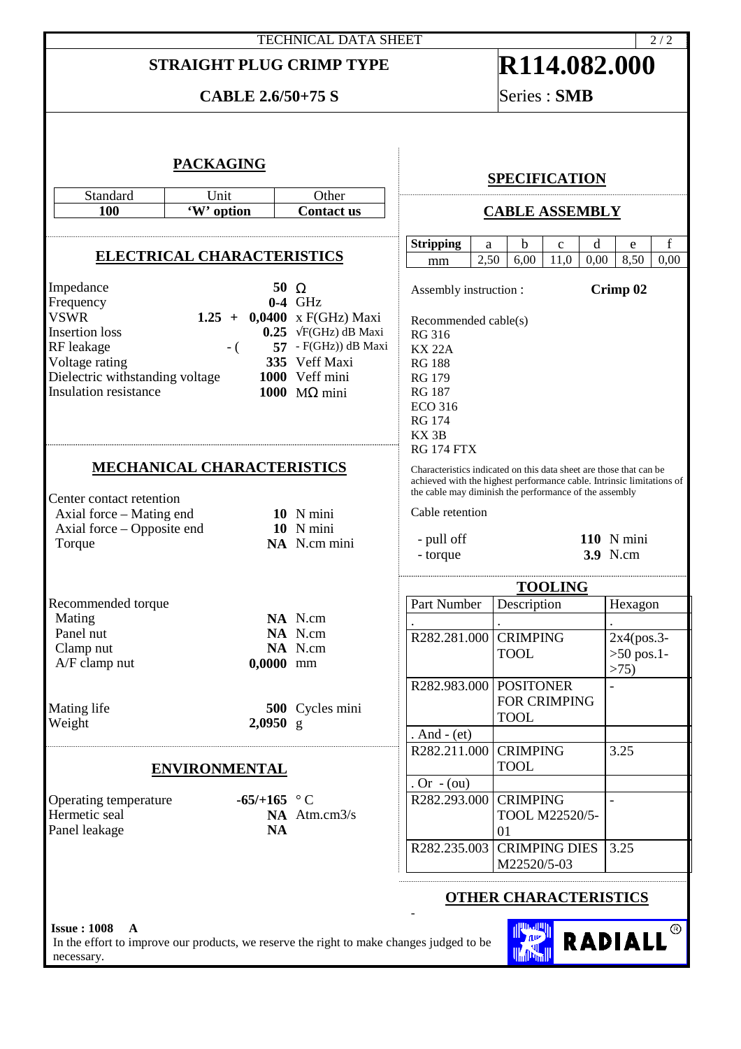TECHNICAL DATA SHEET

# STRAIGHT PLUG CRIMP TYPE

# R114.082.000

**CABLE 2.6/50+75 S**

Series : **SMB**

## PACKAGING

| Standard | Unit | Other |
|---|---|---|
| **100** | **'W' option** | **Contact us** |

## ELECTRICAL CHARACTERISTICS

| | | |
|---|---|---|
| Impedance | **50** | Ω |
| Frequency | **0-4** | GHz |
| VSWR | **1.25 + 0,0400** | x F(GHz) Maxi |
| Insertion loss | **0.25** | √F(GHz) dB Maxi |
| RF leakage | - ( **57** | - F(GHz)) dB Maxi |
| Voltage rating | **335** | Veff Maxi |
| Dielectric withstanding voltage | **1000** | Veff mini |
| Insulation resistance | **1000** | MΩ mini |

## MECHANICAL CHARACTERISTICS

| | | |
|---|---|---|
| Center contact retention | | |
| Axial force – Mating end | **10** | N mini |
| Axial force – Opposite end | **10** | N mini |
| Torque | **NA** | N.cm mini |
| Recommended torque | | |
| Mating | **NA** | N.cm |
| Panel nut | **NA** | N.cm |
| Clamp nut | **NA** | N.cm |
| A/F clamp nut | **0,0000** | mm |
| Mating life | **500** | Cycles mini |
| Weight | **2,0950** | g |

## ENVIRONMENTAL

| | | |
|---|---|---|
| Operating temperature | **-65/+165** | ° C |
| Hermetic seal | **NA** | Atm.cm3/s |
| Panel leakage | **NA** | |

## SPECIFICATION

### CABLE ASSEMBLY

| **Stripping** | a | b | c | d | e | f |
|---|---|---|---|---|---|---|
| mm | 2,50 | 6,00 | 11,0 | 0,00 | 8,50 | 0,00 |

Assembly instruction : **Crimp 02**

Recommended cable(s)
RG 316
KX 22A
RG 188
RG 179
RG 187
ECO 316
RG 174
KX 3B
RG 174 FTX

Characteristics indicated on this data sheet are those that can be achieved with the highest performance cable. Intrinsic limitations of the cable may diminish the performance of the assembly

Cable retention

| | | |
|---|---|---|
| - pull off | **110** | N mini |
| - torque | **3.9** | N.cm |

### TOOLING

| Part Number | Description | Hexagon |
|---|---|---|
| . | . | . |
| R282.281.000 | CRIMPING TOOL | 2x4(pos.3->50 pos.1->75) |
| R282.983.000 | POSITONER FOR CRIMPING TOOL | - |
| . And - (et) | | |
| R282.211.000 | CRIMPING TOOL | 3.25 |
| . Or - (ou) | | |
| R282.293.000 | CRIMPING TOOL M22520/5-01 | - |
| R282.235.003 | CRIMPING DIES M22520/5-03 | 3.25 |

## OTHER CHARACTERISTICS

-

**Issue : 1008 A**

In the effort to improve our products, we reserve the right to make changes judged to be necessary.

RADIALL®